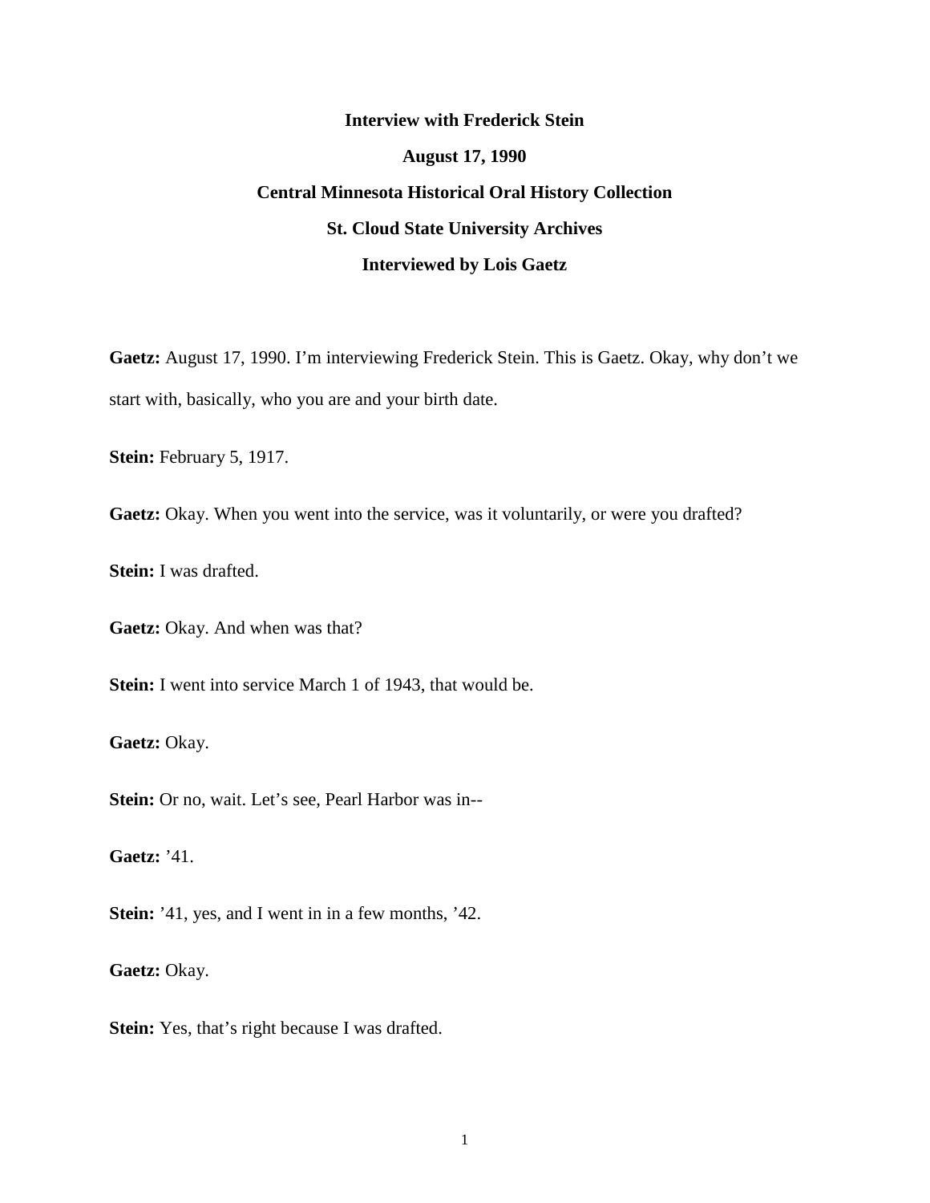**Interview with Frederick Stein**

**August 17, 1990**

**Central Minnesota Historical Oral History Collection**

**St. Cloud State University Archives**

**Interviewed by Lois Gaetz**

**Gaetz:** August 17, 1990. I'm interviewing Frederick Stein. This is Gaetz. Okay, why don't we start with, basically, who you are and your birth date.

**Stein:** February 5, 1917.

**Gaetz:** Okay. When you went into the service, was it voluntarily, or were you drafted?

**Stein:** I was drafted.

**Gaetz:** Okay. And when was that?

**Stein:** I went into service March 1 of 1943, that would be.

**Gaetz:** Okay.

**Stein:** Or no, wait. Let's see, Pearl Harbor was in--

**Gaetz:** '41.

**Stein:** '41, yes, and I went in in a few months, '42.

**Gaetz:** Okay.

**Stein:** Yes, that's right because I was drafted.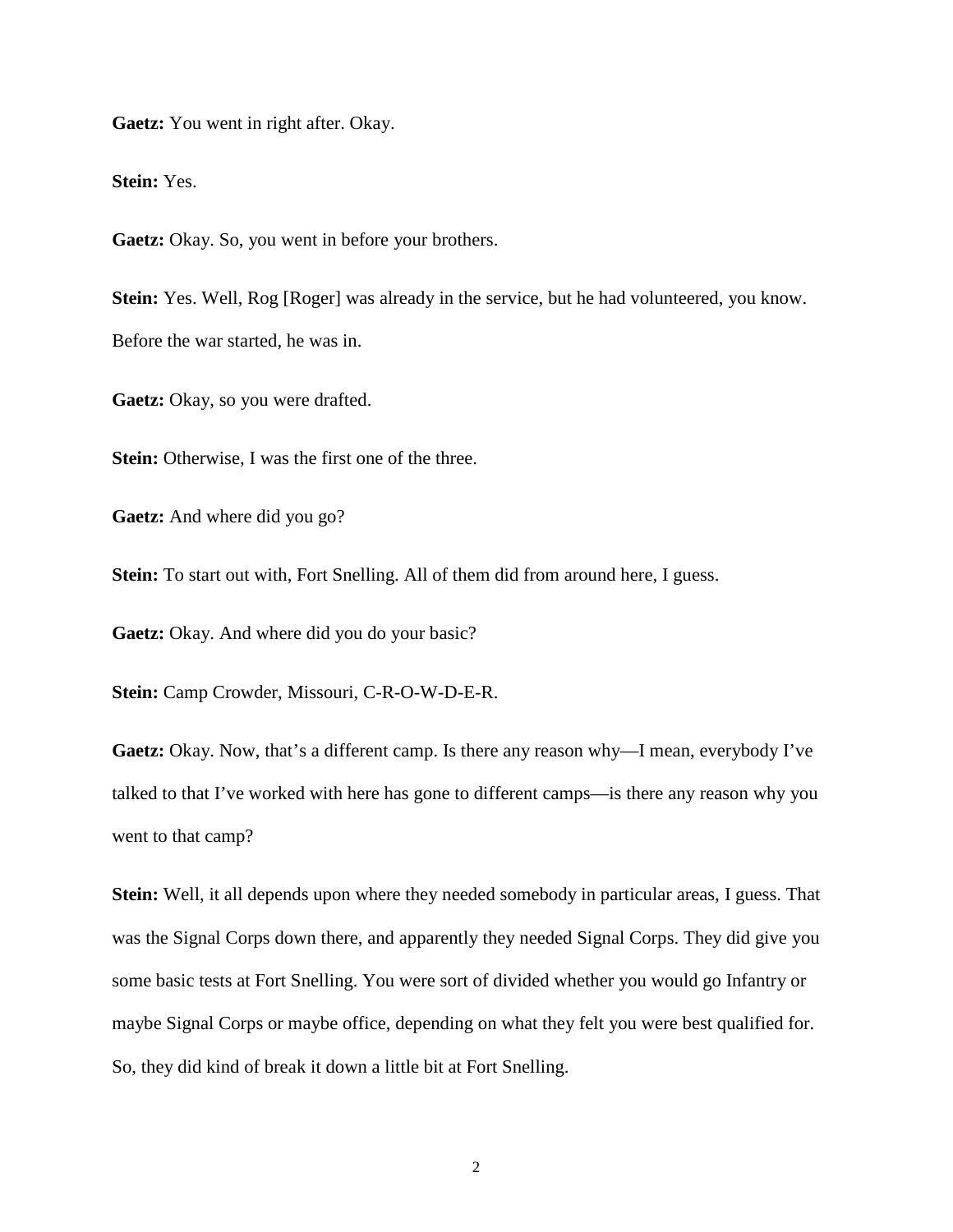**Gaetz:** You went in right after. Okay.

**Stein:** Yes.

**Gaetz:** Okay. So, you went in before your brothers.

**Stein:** Yes. Well, Rog [Roger] was already in the service, but he had volunteered, you know. Before the war started, he was in.

**Gaetz:** Okay, so you were drafted.

**Stein:** Otherwise, I was the first one of the three.

**Gaetz:** And where did you go?

**Stein:** To start out with, Fort Snelling. All of them did from around here, I guess.

**Gaetz:** Okay. And where did you do your basic?

**Stein:** Camp Crowder, Missouri, C-R-O-W-D-E-R.

**Gaetz:** Okay. Now, that's a different camp. Is there any reason why—I mean, everybody I've talked to that I've worked with here has gone to different camps—is there any reason why you went to that camp?

**Stein:** Well, it all depends upon where they needed somebody in particular areas, I guess. That was the Signal Corps down there, and apparently they needed Signal Corps. They did give you some basic tests at Fort Snelling. You were sort of divided whether you would go Infantry or maybe Signal Corps or maybe office, depending on what they felt you were best qualified for. So, they did kind of break it down a little bit at Fort Snelling.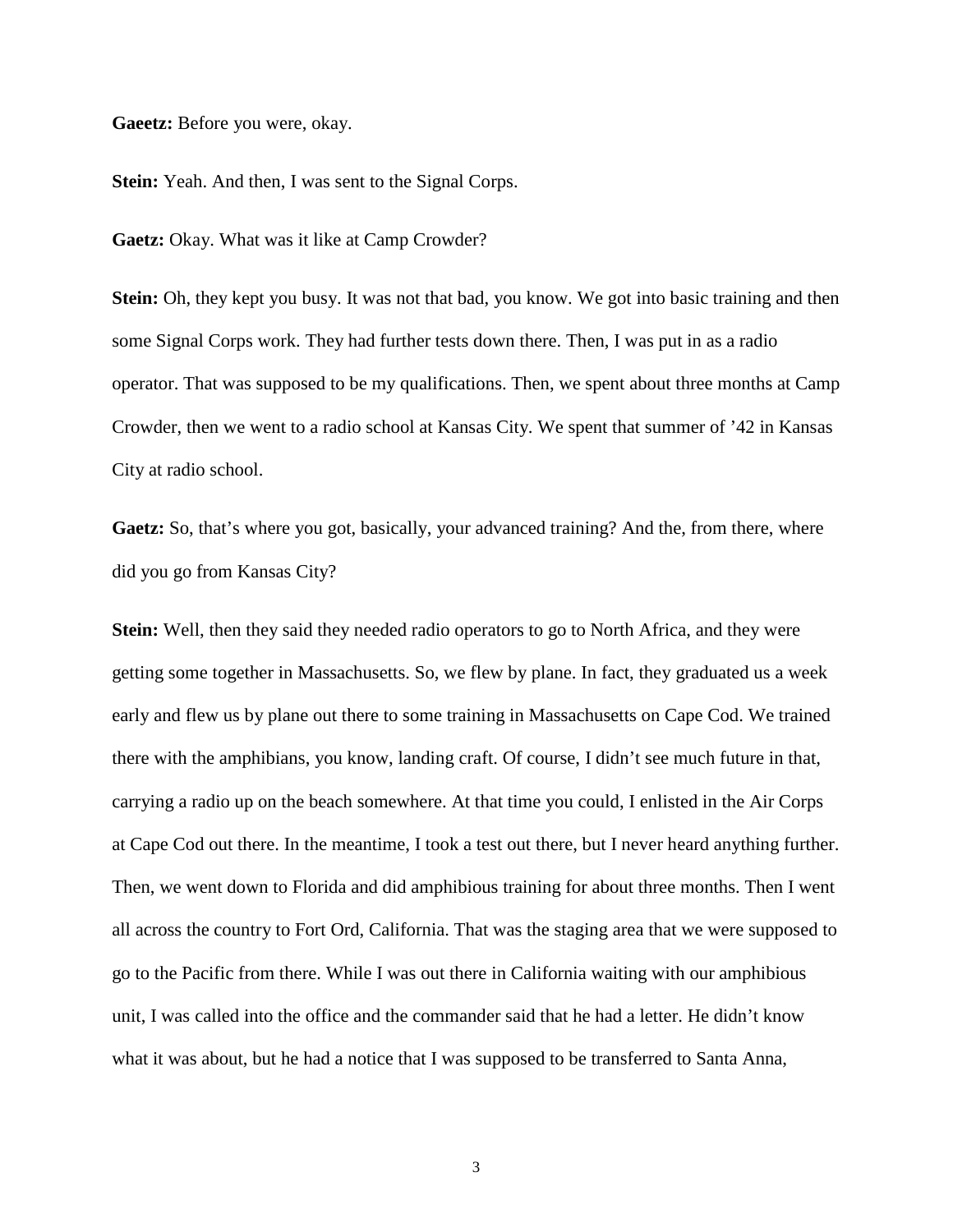**Gaeetz:** Before you were, okay.

**Stein:** Yeah. And then, I was sent to the Signal Corps.

**Gaetz:** Okay. What was it like at Camp Crowder?

**Stein:** Oh, they kept you busy. It was not that bad, you know. We got into basic training and then some Signal Corps work. They had further tests down there. Then, I was put in as a radio operator. That was supposed to be my qualifications. Then, we spent about three months at Camp Crowder, then we went to a radio school at Kansas City. We spent that summer of '42 in Kansas City at radio school.

**Gaetz:** So, that's where you got, basically, your advanced training? And the, from there, where did you go from Kansas City?

**Stein:** Well, then they said they needed radio operators to go to North Africa, and they were getting some together in Massachusetts. So, we flew by plane. In fact, they graduated us a week early and flew us by plane out there to some training in Massachusetts on Cape Cod. We trained there with the amphibians, you know, landing craft. Of course, I didn't see much future in that, carrying a radio up on the beach somewhere. At that time you could, I enlisted in the Air Corps at Cape Cod out there. In the meantime, I took a test out there, but I never heard anything further. Then, we went down to Florida and did amphibious training for about three months. Then I went all across the country to Fort Ord, California. That was the staging area that we were supposed to go to the Pacific from there. While I was out there in California waiting with our amphibious unit, I was called into the office and the commander said that he had a letter. He didn't know what it was about, but he had a notice that I was supposed to be transferred to Santa Anna,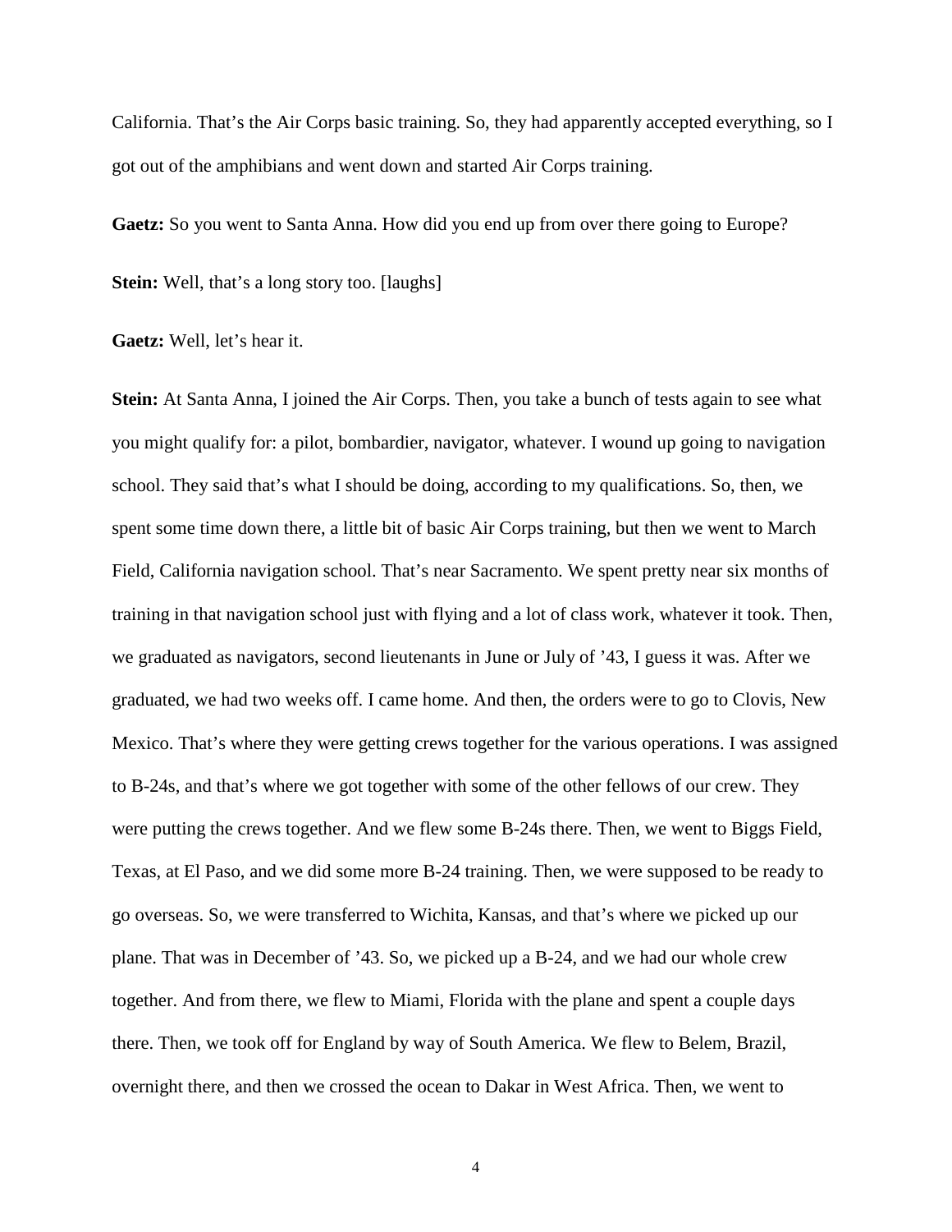California. That's the Air Corps basic training. So, they had apparently accepted everything, so I got out of the amphibians and went down and started Air Corps training.

**Gaetz:** So you went to Santa Anna. How did you end up from over there going to Europe?

**Stein:** Well, that's a long story too. [laughs]

**Gaetz:** Well, let's hear it.

**Stein:** At Santa Anna, I joined the Air Corps. Then, you take a bunch of tests again to see what you might qualify for: a pilot, bombardier, navigator, whatever. I wound up going to navigation school. They said that's what I should be doing, according to my qualifications. So, then, we spent some time down there, a little bit of basic Air Corps training, but then we went to March Field, California navigation school. That's near Sacramento. We spent pretty near six months of training in that navigation school just with flying and a lot of class work, whatever it took. Then, we graduated as navigators, second lieutenants in June or July of '43, I guess it was. After we graduated, we had two weeks off. I came home. And then, the orders were to go to Clovis, New Mexico. That's where they were getting crews together for the various operations. I was assigned to B-24s, and that's where we got together with some of the other fellows of our crew. They were putting the crews together. And we flew some B-24s there. Then, we went to Biggs Field, Texas, at El Paso, and we did some more B-24 training. Then, we were supposed to be ready to go overseas. So, we were transferred to Wichita, Kansas, and that's where we picked up our plane. That was in December of '43. So, we picked up a B-24, and we had our whole crew together. And from there, we flew to Miami, Florida with the plane and spent a couple days there. Then, we took off for England by way of South America. We flew to Belem, Brazil, overnight there, and then we crossed the ocean to Dakar in West Africa. Then, we went to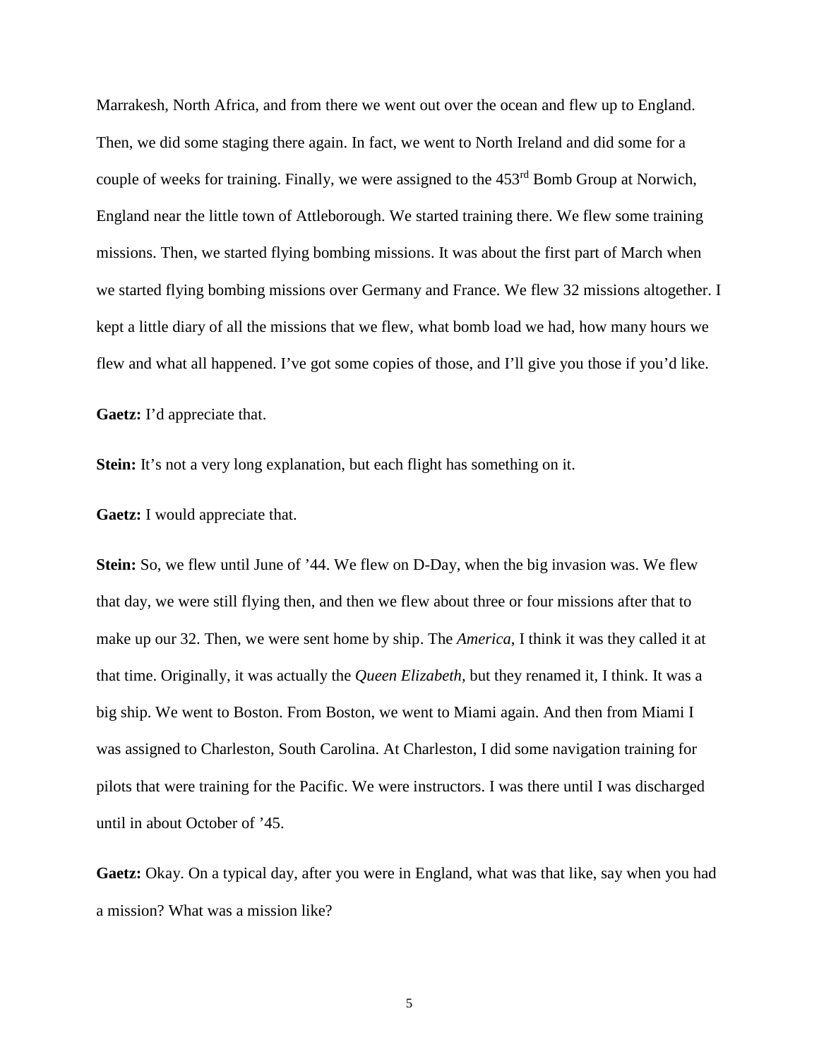Marrakesh, North Africa, and from there we went out over the ocean and flew up to England. Then, we did some staging there again. In fact, we went to North Ireland and did some for a couple of weeks for training. Finally, we were assigned to the 453rd Bomb Group at Norwich, England near the little town of Attleborough. We started training there. We flew some training missions. Then, we started flying bombing missions. It was about the first part of March when we started flying bombing missions over Germany and France. We flew 32 missions altogether. I kept a little diary of all the missions that we flew, what bomb load we had, how many hours we flew and what all happened. I've got some copies of those, and I'll give you those if you'd like.

**Gaetz:** I'd appreciate that.

**Stein:** It's not a very long explanation, but each flight has something on it.

**Gaetz:** I would appreciate that.

**Stein:** So, we flew until June of '44. We flew on D-Day, when the big invasion was. We flew that day, we were still flying then, and then we flew about three or four missions after that to make up our 32. Then, we were sent home by ship. The *America*, I think it was they called it at that time. Originally, it was actually the *Queen Elizabeth*, but they renamed it, I think. It was a big ship. We went to Boston. From Boston, we went to Miami again. And then from Miami I was assigned to Charleston, South Carolina. At Charleston, I did some navigation training for pilots that were training for the Pacific. We were instructors. I was there until I was discharged until in about October of '45.

**Gaetz:** Okay. On a typical day, after you were in England, what was that like, say when you had a mission? What was a mission like?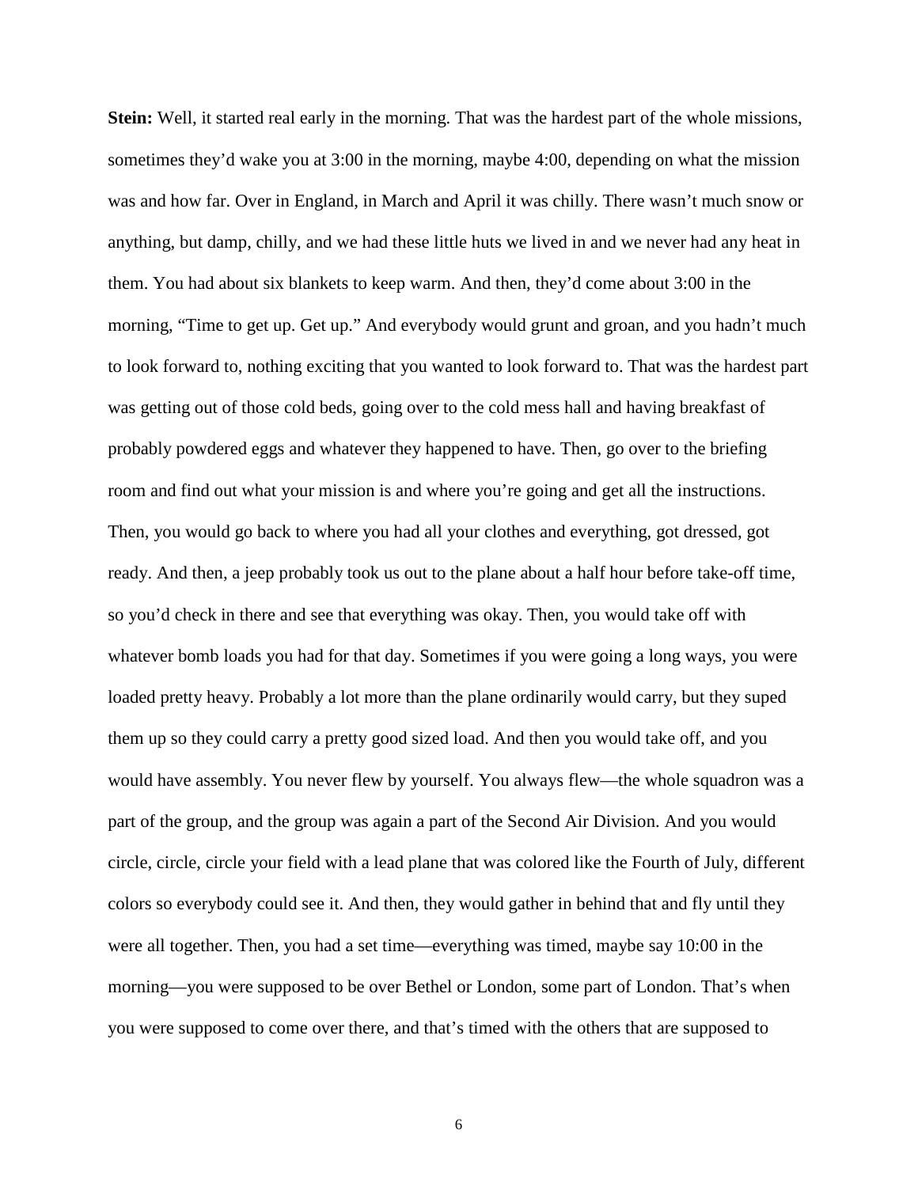**Stein:** Well, it started real early in the morning. That was the hardest part of the whole missions, sometimes they'd wake you at 3:00 in the morning, maybe 4:00, depending on what the mission was and how far. Over in England, in March and April it was chilly. There wasn't much snow or anything, but damp, chilly, and we had these little huts we lived in and we never had any heat in them. You had about six blankets to keep warm. And then, they'd come about 3:00 in the morning, "Time to get up. Get up." And everybody would grunt and groan, and you hadn't much to look forward to, nothing exciting that you wanted to look forward to. That was the hardest part was getting out of those cold beds, going over to the cold mess hall and having breakfast of probably powdered eggs and whatever they happened to have. Then, go over to the briefing room and find out what your mission is and where you're going and get all the instructions. Then, you would go back to where you had all your clothes and everything, got dressed, got ready. And then, a jeep probably took us out to the plane about a half hour before take-off time, so you'd check in there and see that everything was okay. Then, you would take off with whatever bomb loads you had for that day. Sometimes if you were going a long ways, you were loaded pretty heavy. Probably a lot more than the plane ordinarily would carry, but they suped them up so they could carry a pretty good sized load. And then you would take off, and you would have assembly. You never flew by yourself. You always flew—the whole squadron was a part of the group, and the group was again a part of the Second Air Division. And you would circle, circle, circle your field with a lead plane that was colored like the Fourth of July, different colors so everybody could see it. And then, they would gather in behind that and fly until they were all together. Then, you had a set time—everything was timed, maybe say 10:00 in the morning—you were supposed to be over Bethel or London, some part of London. That's when you were supposed to come over there, and that's timed with the others that are supposed to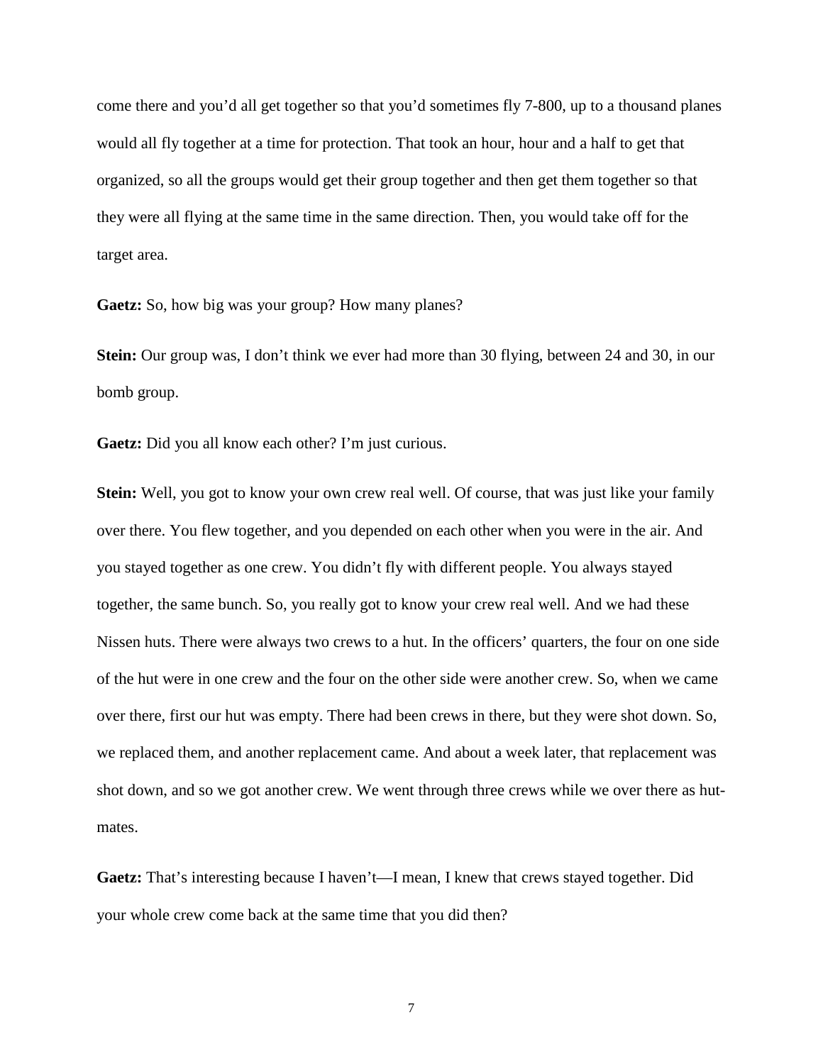come there and you'd all get together so that you'd sometimes fly 7-800, up to a thousand planes would all fly together at a time for protection. That took an hour, hour and a half to get that organized, so all the groups would get their group together and then get them together so that they were all flying at the same time in the same direction. Then, you would take off for the target area.

**Gaetz:** So, how big was your group? How many planes?

**Stein:** Our group was, I don't think we ever had more than 30 flying, between 24 and 30, in our bomb group.

**Gaetz:** Did you all know each other? I'm just curious.

**Stein:** Well, you got to know your own crew real well. Of course, that was just like your family over there. You flew together, and you depended on each other when you were in the air. And you stayed together as one crew. You didn't fly with different people. You always stayed together, the same bunch. So, you really got to know your crew real well. And we had these Nissen huts. There were always two crews to a hut. In the officers' quarters, the four on one side of the hut were in one crew and the four on the other side were another crew. So, when we came over there, first our hut was empty. There had been crews in there, but they were shot down. So, we replaced them, and another replacement came. And about a week later, that replacement was shot down, and so we got another crew. We went through three crews while we over there as hut-mates.

**Gaetz:** That's interesting because I haven't—I mean, I knew that crews stayed together. Did your whole crew come back at the same time that you did then?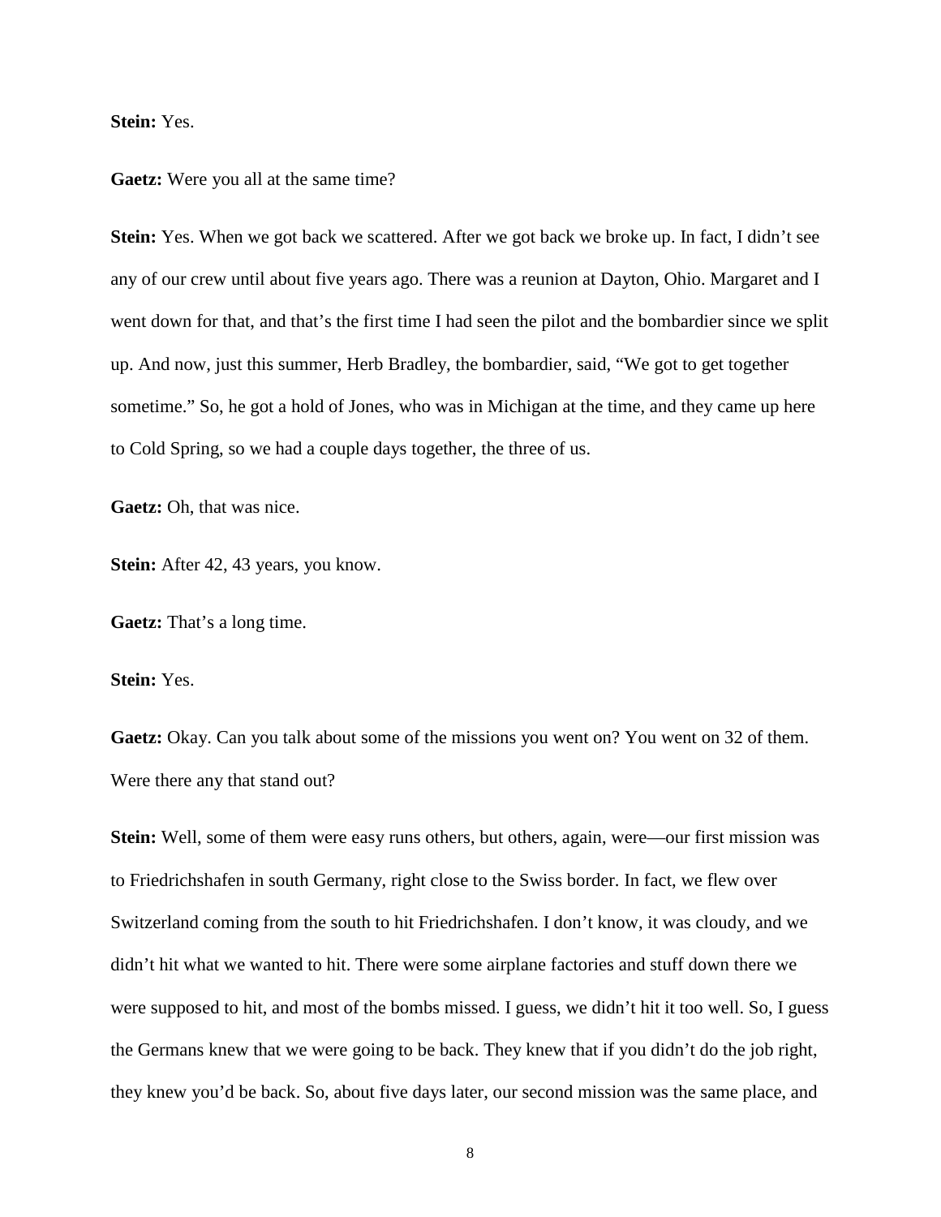**Stein:** Yes.

**Gaetz:** Were you all at the same time?

**Stein:** Yes. When we got back we scattered. After we got back we broke up. In fact, I didn't see any of our crew until about five years ago. There was a reunion at Dayton, Ohio. Margaret and I went down for that, and that's the first time I had seen the pilot and the bombardier since we split up. And now, just this summer, Herb Bradley, the bombardier, said, "We got to get together sometime." So, he got a hold of Jones, who was in Michigan at the time, and they came up here to Cold Spring, so we had a couple days together, the three of us.

**Gaetz:** Oh, that was nice.

**Stein:** After 42, 43 years, you know.

**Gaetz:** That's a long time.

**Stein:** Yes.

**Gaetz:** Okay. Can you talk about some of the missions you went on? You went on 32 of them. Were there any that stand out?

**Stein:** Well, some of them were easy runs others, but others, again, were—our first mission was to Friedrichshafen in south Germany, right close to the Swiss border. In fact, we flew over Switzerland coming from the south to hit Friedrichshafen. I don't know, it was cloudy, and we didn't hit what we wanted to hit. There were some airplane factories and stuff down there we were supposed to hit, and most of the bombs missed. I guess, we didn't hit it too well. So, I guess the Germans knew that we were going to be back. They knew that if you didn't do the job right, they knew you'd be back. So, about five days later, our second mission was the same place, and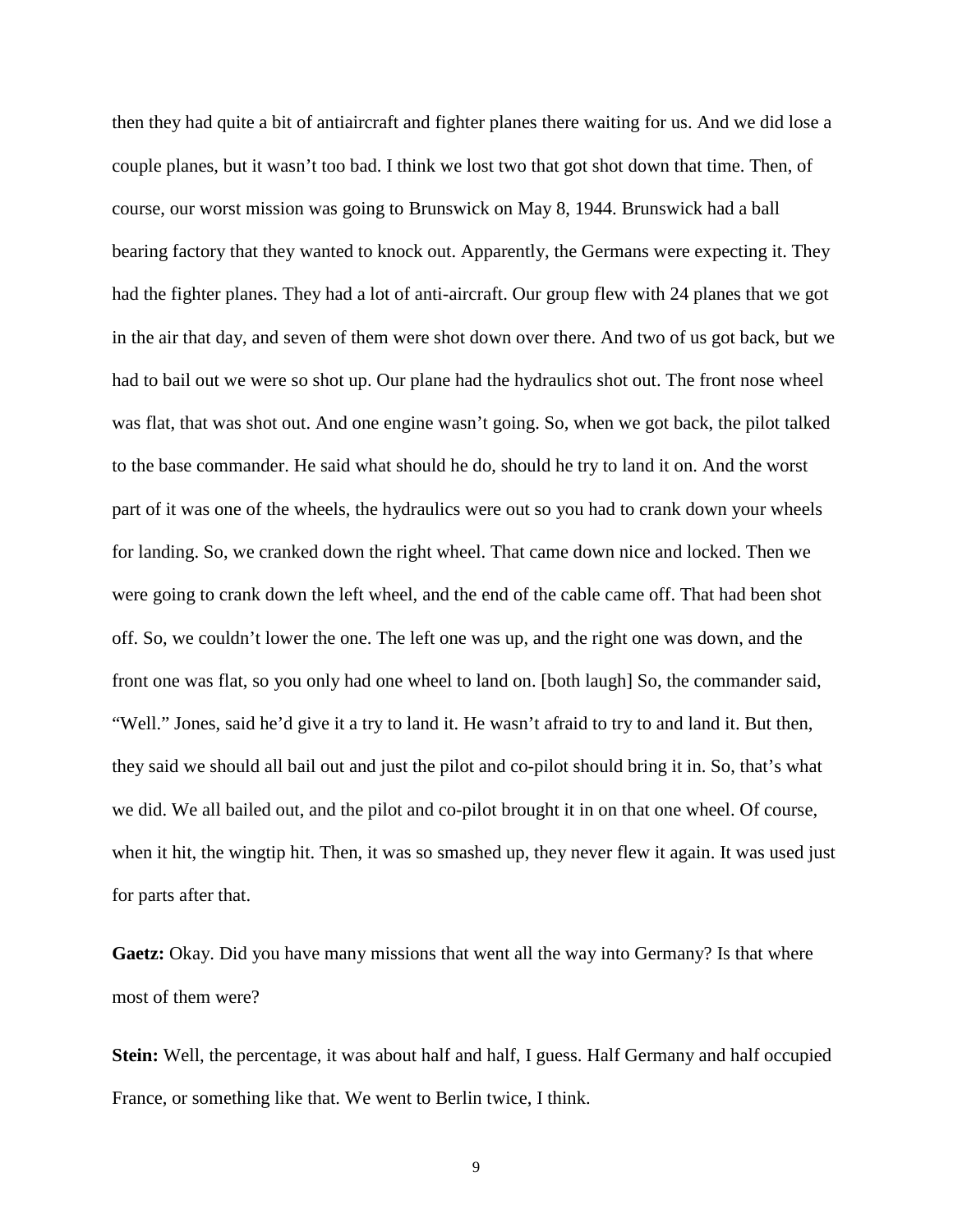then they had quite a bit of antiaircraft and fighter planes there waiting for us. And we did lose a couple planes, but it wasn't too bad. I think we lost two that got shot down that time. Then, of course, our worst mission was going to Brunswick on May 8, 1944. Brunswick had a ball bearing factory that they wanted to knock out. Apparently, the Germans were expecting it. They had the fighter planes. They had a lot of anti-aircraft. Our group flew with 24 planes that we got in the air that day, and seven of them were shot down over there. And two of us got back, but we had to bail out we were so shot up. Our plane had the hydraulics shot out. The front nose wheel was flat, that was shot out. And one engine wasn't going. So, when we got back, the pilot talked to the base commander. He said what should he do, should he try to land it on. And the worst part of it was one of the wheels, the hydraulics were out so you had to crank down your wheels for landing. So, we cranked down the right wheel. That came down nice and locked. Then we were going to crank down the left wheel, and the end of the cable came off. That had been shot off. So, we couldn't lower the one. The left one was up, and the right one was down, and the front one was flat, so you only had one wheel to land on. [both laugh] So, the commander said, "Well." Jones, said he'd give it a try to land it. He wasn't afraid to try to and land it. But then, they said we should all bail out and just the pilot and co-pilot should bring it in. So, that's what we did. We all bailed out, and the pilot and co-pilot brought it in on that one wheel. Of course, when it hit, the wingtip hit. Then, it was so smashed up, they never flew it again. It was used just for parts after that.

**Gaetz:** Okay. Did you have many missions that went all the way into Germany? Is that where most of them were?

**Stein:** Well, the percentage, it was about half and half, I guess. Half Germany and half occupied France, or something like that. We went to Berlin twice, I think.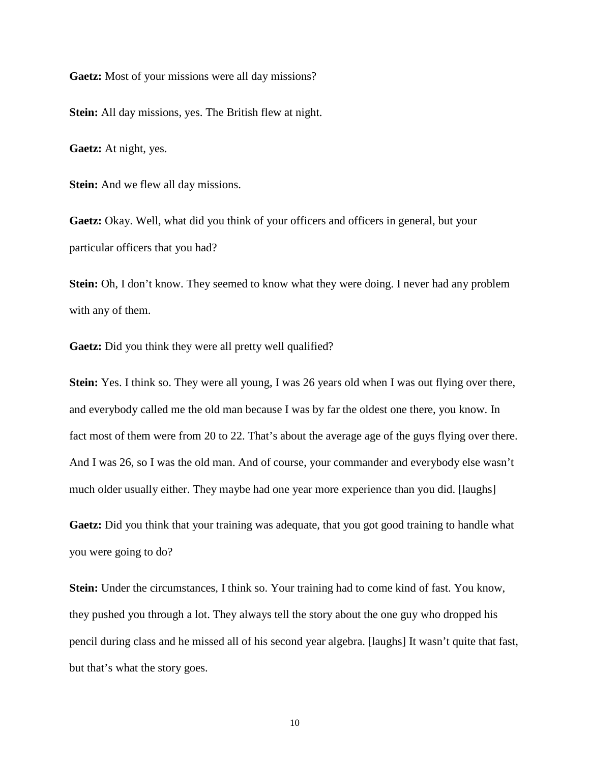**Gaetz:** Most of your missions were all day missions?

**Stein:** All day missions, yes. The British flew at night.

**Gaetz:** At night, yes.

**Stein:** And we flew all day missions.

**Gaetz:** Okay. Well, what did you think of your officers and officers in general, but your particular officers that you had?

**Stein:** Oh, I don't know. They seemed to know what they were doing. I never had any problem with any of them.

**Gaetz:** Did you think they were all pretty well qualified?

**Stein:** Yes. I think so. They were all young, I was 26 years old when I was out flying over there, and everybody called me the old man because I was by far the oldest one there, you know. In fact most of them were from 20 to 22. That's about the average age of the guys flying over there. And I was 26, so I was the old man. And of course, your commander and everybody else wasn't much older usually either. They maybe had one year more experience than you did. [laughs]

**Gaetz:** Did you think that your training was adequate, that you got good training to handle what you were going to do?

**Stein:** Under the circumstances, I think so. Your training had to come kind of fast. You know, they pushed you through a lot. They always tell the story about the one guy who dropped his pencil during class and he missed all of his second year algebra. [laughs] It wasn't quite that fast, but that's what the story goes.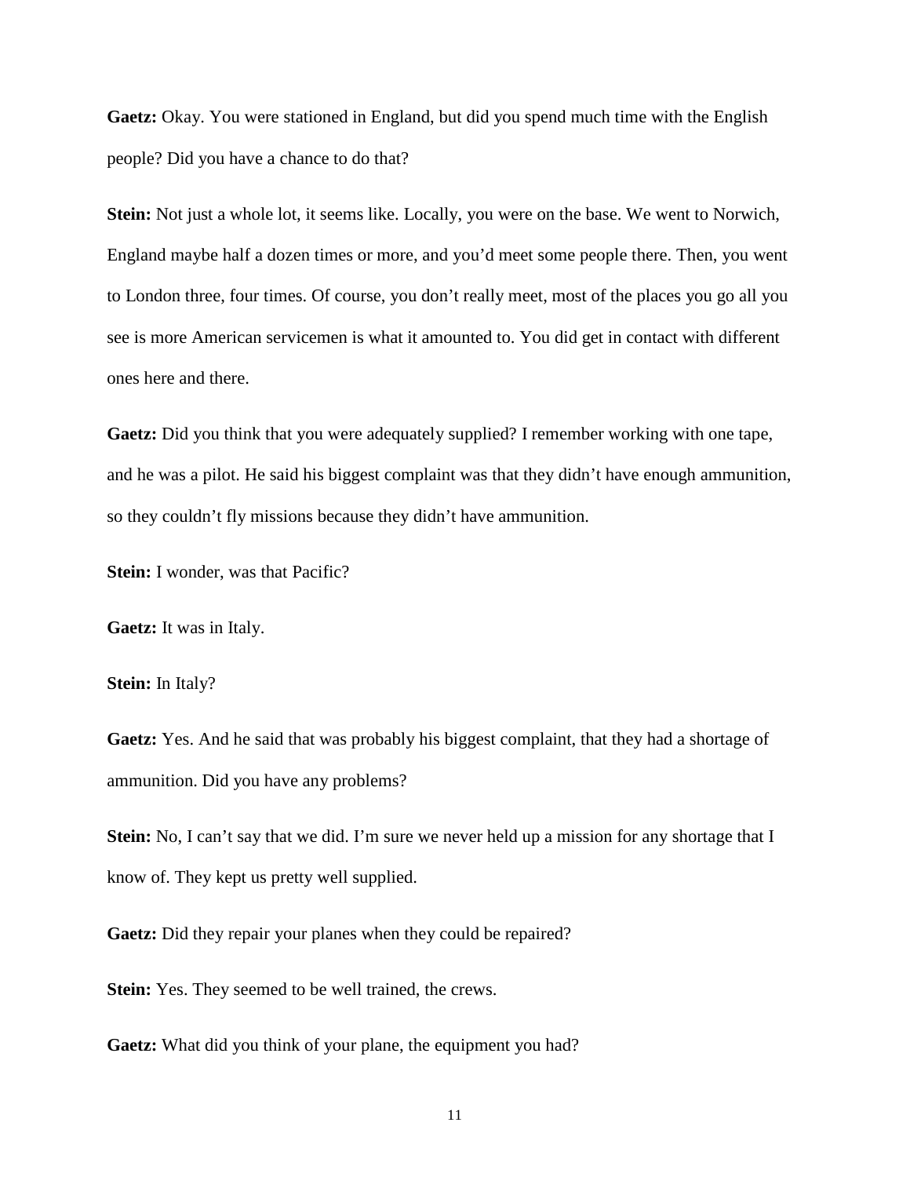**Gaetz:** Okay. You were stationed in England, but did you spend much time with the English people? Did you have a chance to do that?

**Stein:** Not just a whole lot, it seems like. Locally, you were on the base. We went to Norwich, England maybe half a dozen times or more, and you'd meet some people there. Then, you went to London three, four times. Of course, you don't really meet, most of the places you go all you see is more American servicemen is what it amounted to. You did get in contact with different ones here and there.

**Gaetz:** Did you think that you were adequately supplied? I remember working with one tape, and he was a pilot. He said his biggest complaint was that they didn't have enough ammunition, so they couldn't fly missions because they didn't have ammunition.

**Stein:** I wonder, was that Pacific?

**Gaetz:** It was in Italy.

**Stein:** In Italy?

**Gaetz:** Yes. And he said that was probably his biggest complaint, that they had a shortage of ammunition. Did you have any problems?

**Stein:** No, I can't say that we did. I'm sure we never held up a mission for any shortage that I know of. They kept us pretty well supplied.

**Gaetz:** Did they repair your planes when they could be repaired?

**Stein:** Yes. They seemed to be well trained, the crews.

**Gaetz:** What did you think of your plane, the equipment you had?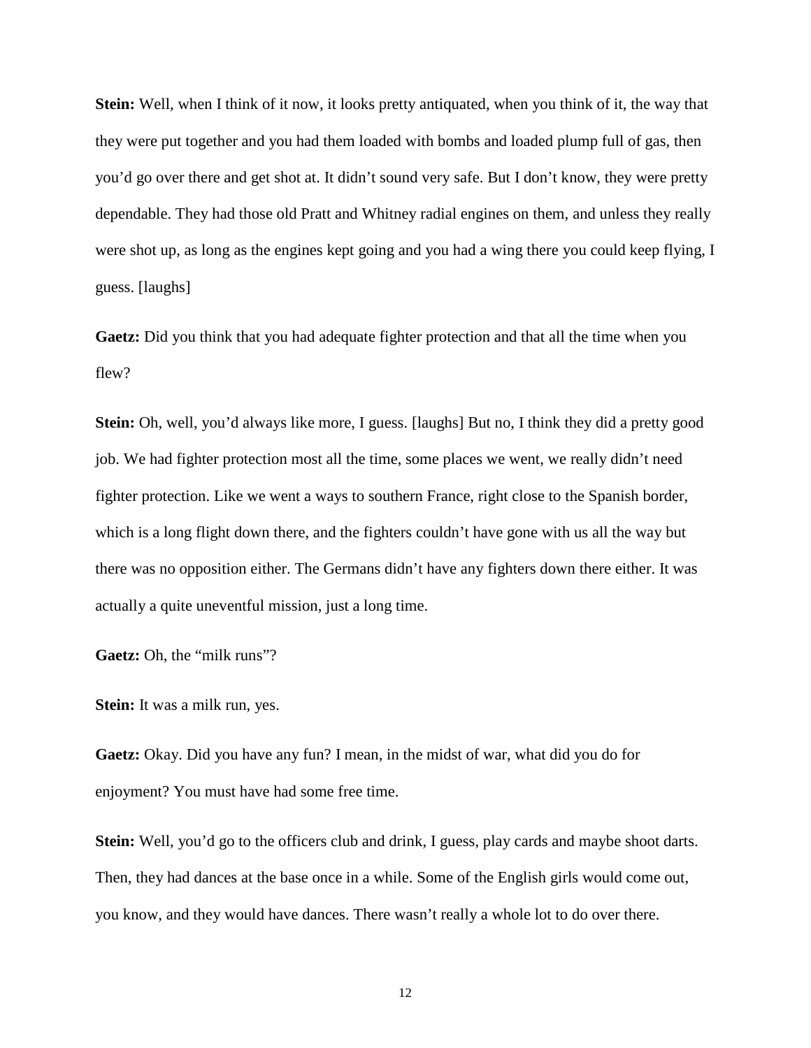**Stein:** Well, when I think of it now, it looks pretty antiquated, when you think of it, the way that they were put together and you had them loaded with bombs and loaded plump full of gas, then you'd go over there and get shot at. It didn't sound very safe. But I don't know, they were pretty dependable. They had those old Pratt and Whitney radial engines on them, and unless they really were shot up, as long as the engines kept going and you had a wing there you could keep flying, I guess. [laughs]

**Gaetz:** Did you think that you had adequate fighter protection and that all the time when you flew?

**Stein:** Oh, well, you'd always like more, I guess. [laughs] But no, I think they did a pretty good job. We had fighter protection most all the time, some places we went, we really didn't need fighter protection. Like we went a ways to southern France, right close to the Spanish border, which is a long flight down there, and the fighters couldn't have gone with us all the way but there was no opposition either. The Germans didn't have any fighters down there either. It was actually a quite uneventful mission, just a long time.

**Gaetz:** Oh, the "milk runs"?

**Stein:** It was a milk run, yes.

**Gaetz:** Okay. Did you have any fun? I mean, in the midst of war, what did you do for enjoyment? You must have had some free time.

**Stein:** Well, you'd go to the officers club and drink, I guess, play cards and maybe shoot darts. Then, they had dances at the base once in a while. Some of the English girls would come out, you know, and they would have dances. There wasn't really a whole lot to do over there.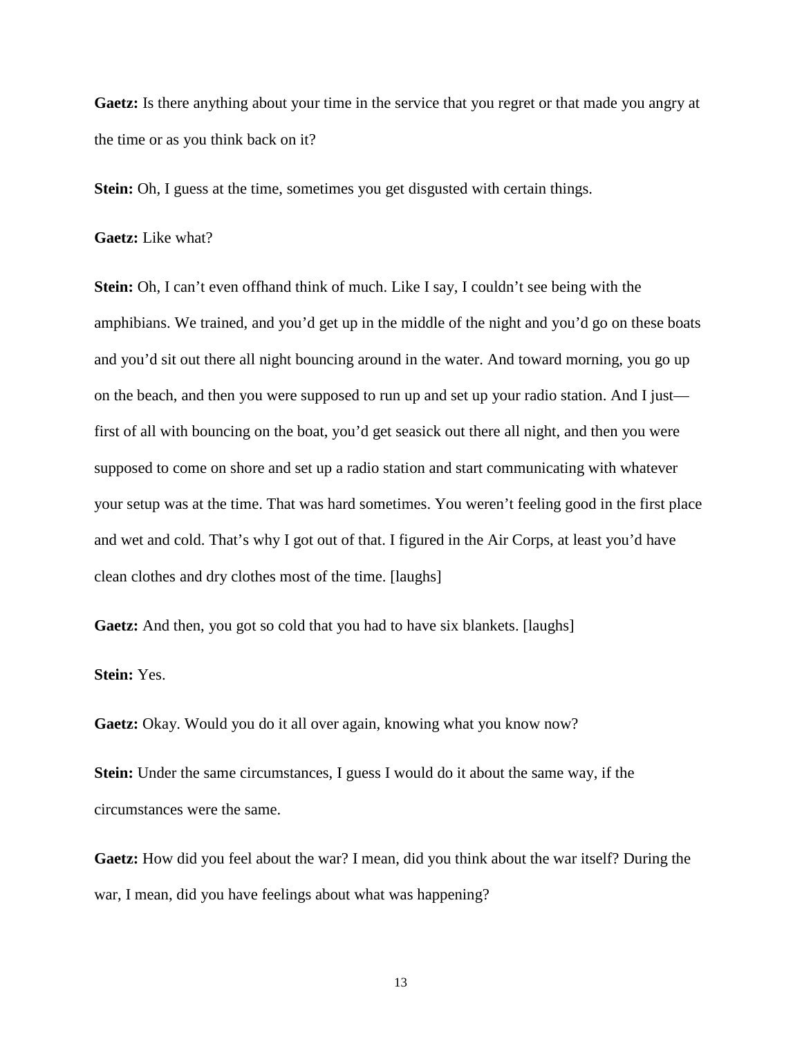**Gaetz:** Is there anything about your time in the service that you regret or that made you angry at the time or as you think back on it?

**Stein:** Oh, I guess at the time, sometimes you get disgusted with certain things.

**Gaetz:** Like what?

**Stein:** Oh, I can't even offhand think of much. Like I say, I couldn't see being with the amphibians. We trained, and you'd get up in the middle of the night and you'd go on these boats and you'd sit out there all night bouncing around in the water. And toward morning, you go up on the beach, and then you were supposed to run up and set up your radio station. And I just—first of all with bouncing on the boat, you'd get seasick out there all night, and then you were supposed to come on shore and set up a radio station and start communicating with whatever your setup was at the time. That was hard sometimes. You weren't feeling good in the first place and wet and cold. That's why I got out of that. I figured in the Air Corps, at least you'd have clean clothes and dry clothes most of the time. [laughs]

**Gaetz:** And then, you got so cold that you had to have six blankets. [laughs]

**Stein:** Yes.

**Gaetz:** Okay. Would you do it all over again, knowing what you know now?

**Stein:** Under the same circumstances, I guess I would do it about the same way, if the circumstances were the same.

**Gaetz:** How did you feel about the war? I mean, did you think about the war itself? During the war, I mean, did you have feelings about what was happening?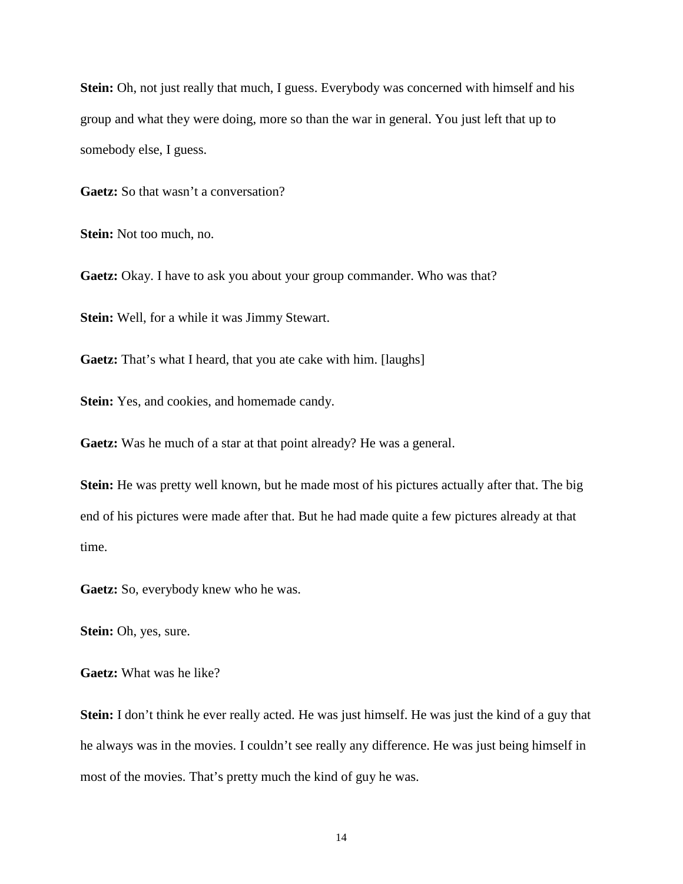**Stein:** Oh, not just really that much, I guess. Everybody was concerned with himself and his group and what they were doing, more so than the war in general. You just left that up to somebody else, I guess.

**Gaetz:** So that wasn't a conversation?

**Stein:** Not too much, no.

**Gaetz:** Okay. I have to ask you about your group commander. Who was that?

**Stein:** Well, for a while it was Jimmy Stewart.

**Gaetz:** That's what I heard, that you ate cake with him. [laughs]

**Stein:** Yes, and cookies, and homemade candy.

**Gaetz:** Was he much of a star at that point already? He was a general.

**Stein:** He was pretty well known, but he made most of his pictures actually after that. The big end of his pictures were made after that. But he had made quite a few pictures already at that time.

**Gaetz:** So, everybody knew who he was.

**Stein:** Oh, yes, sure.

**Gaetz:** What was he like?

**Stein:** I don't think he ever really acted. He was just himself. He was just the kind of a guy that he always was in the movies. I couldn't see really any difference. He was just being himself in most of the movies. That's pretty much the kind of guy he was.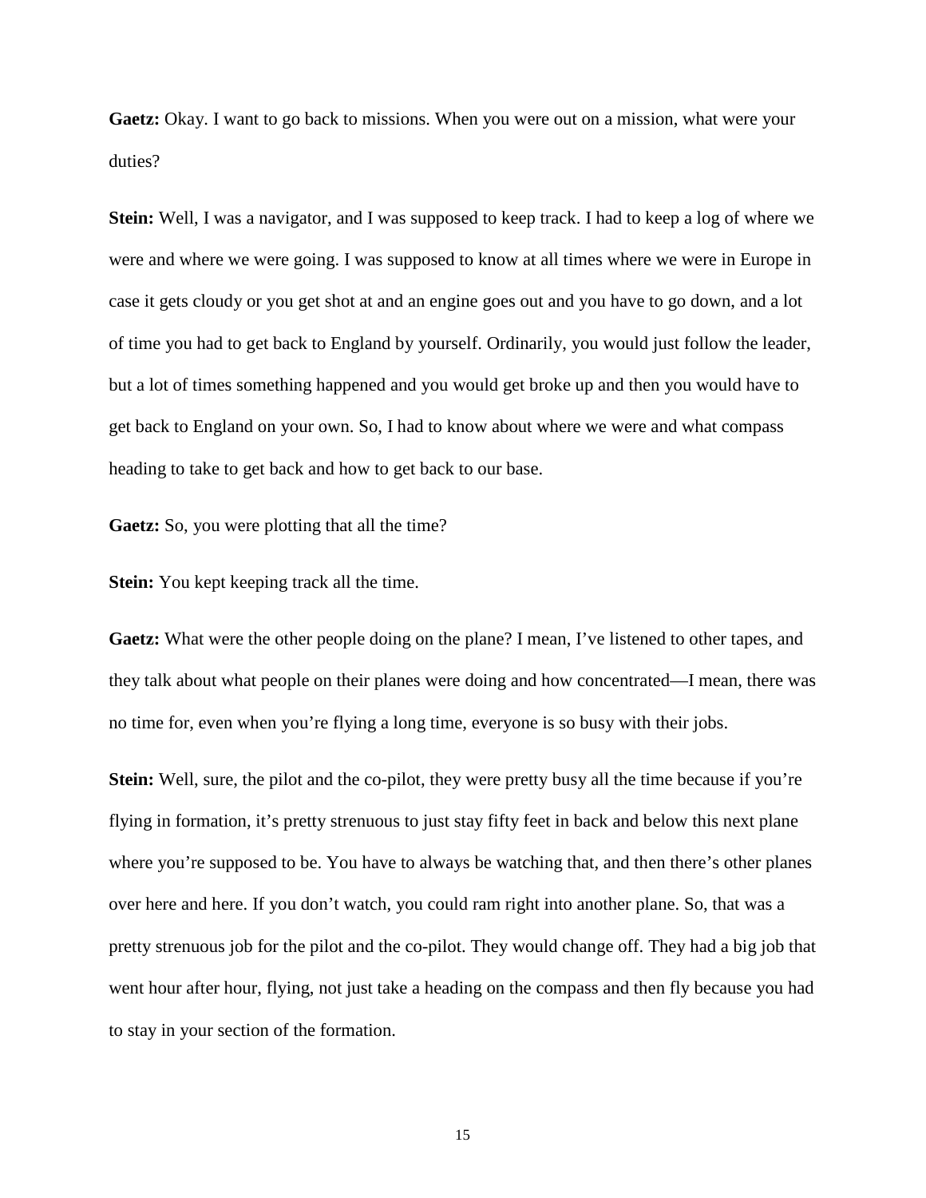**Gaetz:** Okay. I want to go back to missions. When you were out on a mission, what were your duties?

**Stein:** Well, I was a navigator, and I was supposed to keep track. I had to keep a log of where we were and where we were going. I was supposed to know at all times where we were in Europe in case it gets cloudy or you get shot at and an engine goes out and you have to go down, and a lot of time you had to get back to England by yourself. Ordinarily, you would just follow the leader, but a lot of times something happened and you would get broke up and then you would have to get back to England on your own. So, I had to know about where we were and what compass heading to take to get back and how to get back to our base.

**Gaetz:** So, you were plotting that all the time?

**Stein:** You kept keeping track all the time.

**Gaetz:** What were the other people doing on the plane? I mean, I've listened to other tapes, and they talk about what people on their planes were doing and how concentrated—I mean, there was no time for, even when you're flying a long time, everyone is so busy with their jobs.

**Stein:** Well, sure, the pilot and the co-pilot, they were pretty busy all the time because if you're flying in formation, it's pretty strenuous to just stay fifty feet in back and below this next plane where you're supposed to be. You have to always be watching that, and then there's other planes over here and here. If you don't watch, you could ram right into another plane. So, that was a pretty strenuous job for the pilot and the co-pilot. They would change off. They had a big job that went hour after hour, flying, not just take a heading on the compass and then fly because you had to stay in your section of the formation.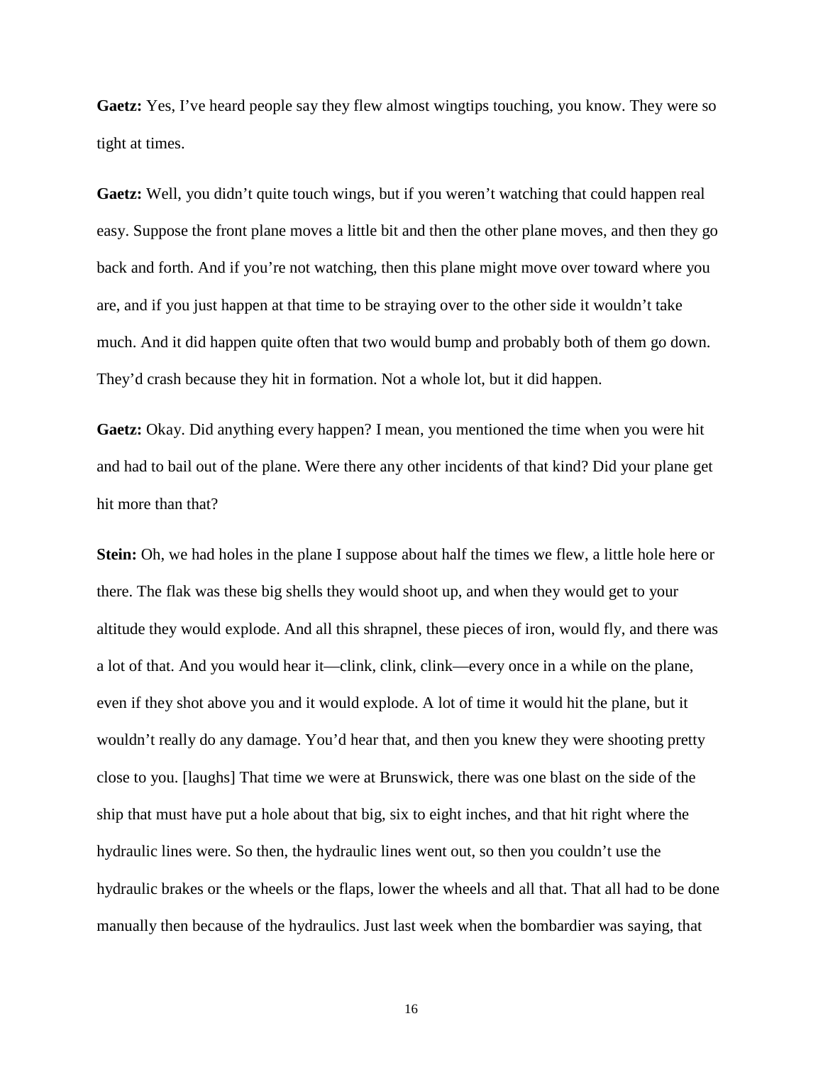**Gaetz:** Yes, I've heard people say they flew almost wingtips touching, you know. They were so tight at times.

**Gaetz:** Well, you didn't quite touch wings, but if you weren't watching that could happen real easy. Suppose the front plane moves a little bit and then the other plane moves, and then they go back and forth. And if you're not watching, then this plane might move over toward where you are, and if you just happen at that time to be straying over to the other side it wouldn't take much. And it did happen quite often that two would bump and probably both of them go down. They'd crash because they hit in formation. Not a whole lot, but it did happen.

**Gaetz:** Okay. Did anything every happen? I mean, you mentioned the time when you were hit and had to bail out of the plane. Were there any other incidents of that kind? Did your plane get hit more than that?

**Stein:** Oh, we had holes in the plane I suppose about half the times we flew, a little hole here or there. The flak was these big shells they would shoot up, and when they would get to your altitude they would explode. And all this shrapnel, these pieces of iron, would fly, and there was a lot of that. And you would hear it—clink, clink, clink—every once in a while on the plane, even if they shot above you and it would explode. A lot of time it would hit the plane, but it wouldn't really do any damage. You'd hear that, and then you knew they were shooting pretty close to you. [laughs] That time we were at Brunswick, there was one blast on the side of the ship that must have put a hole about that big, six to eight inches, and that hit right where the hydraulic lines were. So then, the hydraulic lines went out, so then you couldn't use the hydraulic brakes or the wheels or the flaps, lower the wheels and all that. That all had to be done manually then because of the hydraulics. Just last week when the bombardier was saying, that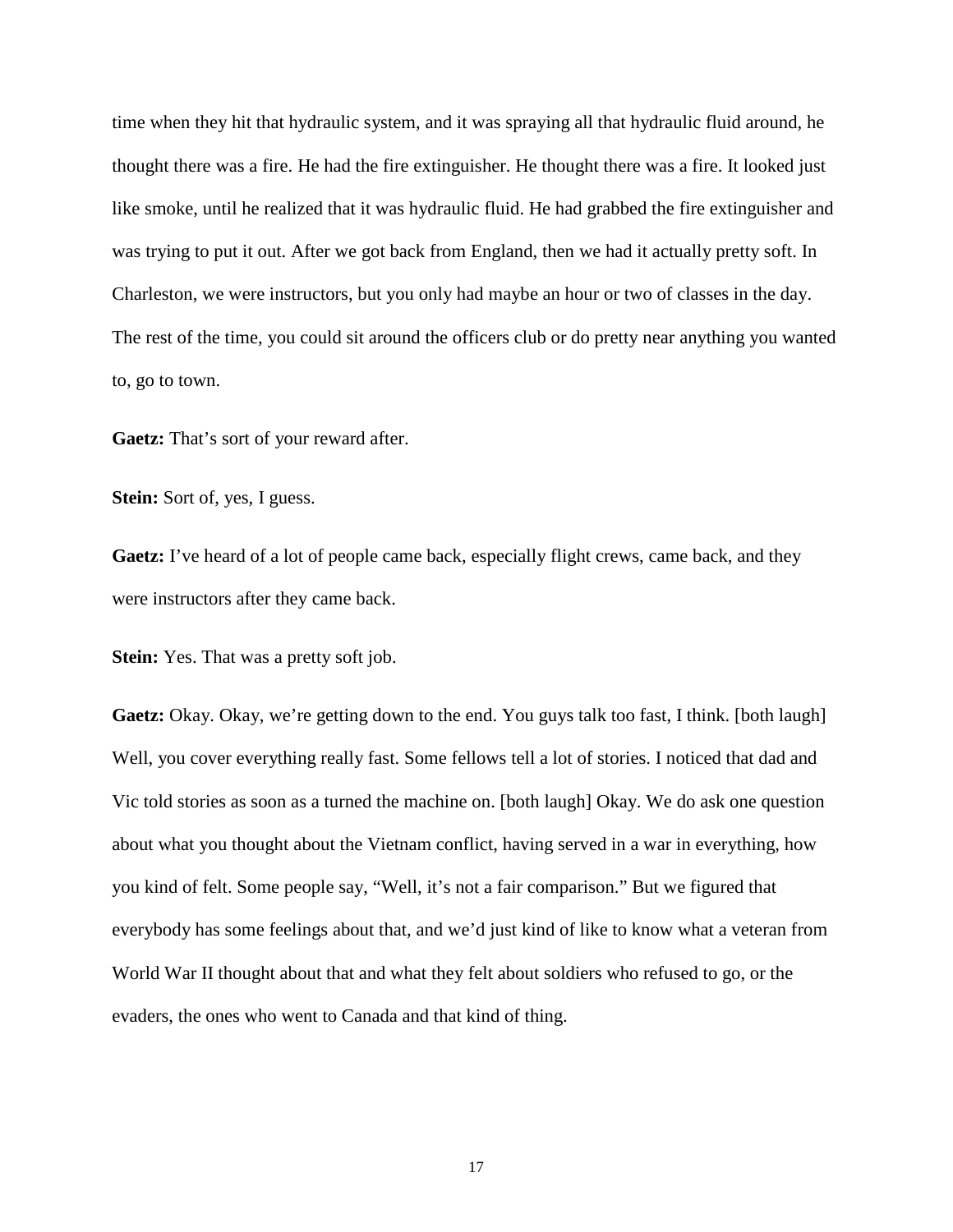time when they hit that hydraulic system, and it was spraying all that hydraulic fluid around, he thought there was a fire. He had the fire extinguisher. He thought there was a fire. It looked just like smoke, until he realized that it was hydraulic fluid. He had grabbed the fire extinguisher and was trying to put it out. After we got back from England, then we had it actually pretty soft. In Charleston, we were instructors, but you only had maybe an hour or two of classes in the day. The rest of the time, you could sit around the officers club or do pretty near anything you wanted to, go to town.

**Gaetz:** That's sort of your reward after.

**Stein:** Sort of, yes, I guess.

**Gaetz:** I've heard of a lot of people came back, especially flight crews, came back, and they were instructors after they came back.

**Stein:** Yes. That was a pretty soft job.

**Gaetz:** Okay. Okay, we're getting down to the end. You guys talk too fast, I think. [both laugh] Well, you cover everything really fast. Some fellows tell a lot of stories. I noticed that dad and Vic told stories as soon as a turned the machine on. [both laugh] Okay. We do ask one question about what you thought about the Vietnam conflict, having served in a war in everything, how you kind of felt. Some people say, "Well, it's not a fair comparison." But we figured that everybody has some feelings about that, and we'd just kind of like to know what a veteran from World War II thought about that and what they felt about soldiers who refused to go, or the evaders, the ones who went to Canada and that kind of thing.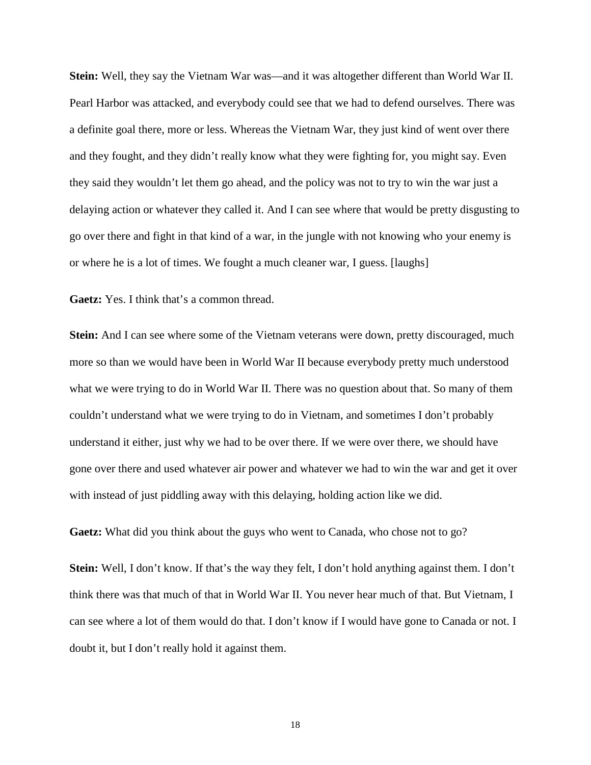**Stein:** Well, they say the Vietnam War was—and it was altogether different than World War II. Pearl Harbor was attacked, and everybody could see that we had to defend ourselves. There was a definite goal there, more or less. Whereas the Vietnam War, they just kind of went over there and they fought, and they didn't really know what they were fighting for, you might say. Even they said they wouldn't let them go ahead, and the policy was not to try to win the war just a delaying action or whatever they called it. And I can see where that would be pretty disgusting to go over there and fight in that kind of a war, in the jungle with not knowing who your enemy is or where he is a lot of times. We fought a much cleaner war, I guess. [laughs]

**Gaetz:** Yes. I think that's a common thread.

**Stein:** And I can see where some of the Vietnam veterans were down, pretty discouraged, much more so than we would have been in World War II because everybody pretty much understood what we were trying to do in World War II. There was no question about that. So many of them couldn't understand what we were trying to do in Vietnam, and sometimes I don't probably understand it either, just why we had to be over there. If we were over there, we should have gone over there and used whatever air power and whatever we had to win the war and get it over with instead of just piddling away with this delaying, holding action like we did.

**Gaetz:** What did you think about the guys who went to Canada, who chose not to go?

**Stein:** Well, I don't know. If that's the way they felt, I don't hold anything against them. I don't think there was that much of that in World War II. You never hear much of that. But Vietnam, I can see where a lot of them would do that. I don't know if I would have gone to Canada or not. I doubt it, but I don't really hold it against them.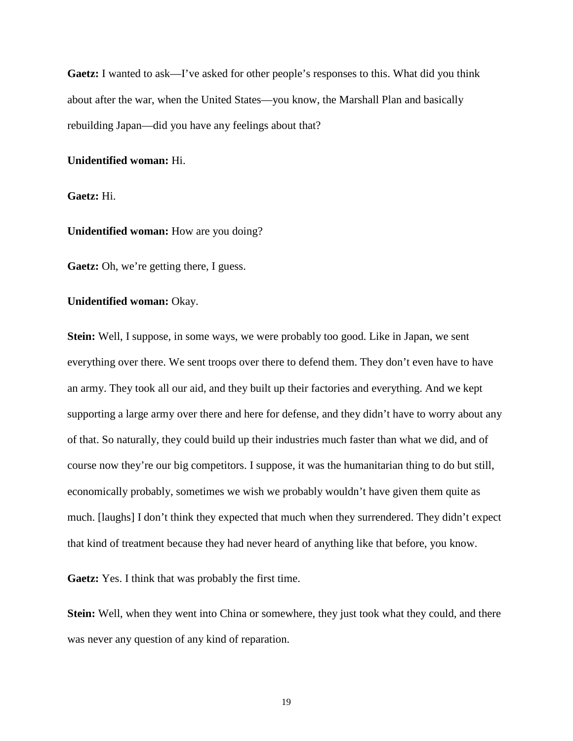**Gaetz:** I wanted to ask—I've asked for other people's responses to this. What did you think about after the war, when the United States—you know, the Marshall Plan and basically rebuilding Japan—did you have any feelings about that?

**Unidentified woman:** Hi.

**Gaetz:** Hi.

**Unidentified woman:** How are you doing?

**Gaetz:** Oh, we're getting there, I guess.

**Unidentified woman:** Okay.

**Stein:** Well, I suppose, in some ways, we were probably too good. Like in Japan, we sent everything over there. We sent troops over there to defend them. They don't even have to have an army. They took all our aid, and they built up their factories and everything. And we kept supporting a large army over there and here for defense, and they didn't have to worry about any of that. So naturally, they could build up their industries much faster than what we did, and of course now they're our big competitors. I suppose, it was the humanitarian thing to do but still, economically probably, sometimes we wish we probably wouldn't have given them quite as much. [laughs] I don't think they expected that much when they surrendered. They didn't expect that kind of treatment because they had never heard of anything like that before, you know.

**Gaetz:** Yes. I think that was probably the first time.

**Stein:** Well, when they went into China or somewhere, they just took what they could, and there was never any question of any kind of reparation.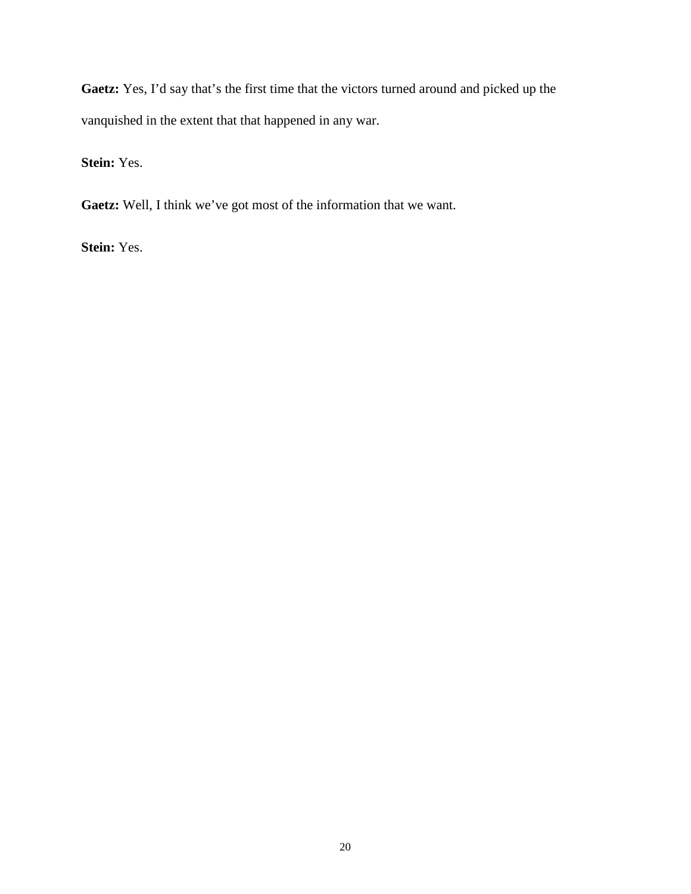**Gaetz:** Yes, I'd say that's the first time that the victors turned around and picked up the vanquished in the extent that that happened in any war.

**Stein:** Yes.

**Gaetz:** Well, I think we've got most of the information that we want.

**Stein:** Yes.